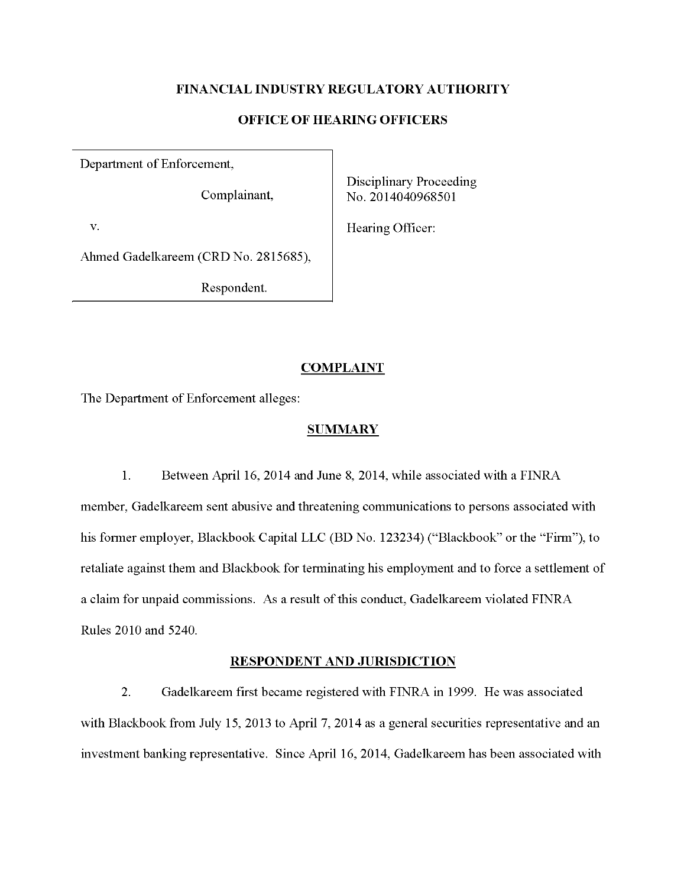**FINANCIAL INDUSTRY REGULATORY AUTHORITY**

**OFFICE OF HEARING OFFICERS**

| | |
|---|---|
| Department of Enforcement,<br><br>Complainant,<br><br>v.<br><br>Ahmed Gadelkareem (CRD No. 2815685),<br><br>Respondent. | Disciplinary Proceeding<br>No. 2014040968501<br><br>Hearing Officer: |

## COMPLAINT

The Department of Enforcement alleges:

### SUMMARY

1. Between April 16, 2014 and June 8, 2014, while associated with a FINRA member, Gadelkareem sent abusive and threatening communications to persons associated with his former employer, Blackbook Capital LLC (BD No. 123234) ("Blackbook" or the "Firm"), to retaliate against them and Blackbook for terminating his employment and to force a settlement of a claim for unpaid commissions. As a result of this conduct, Gadelkareem violated FINRA Rules 2010 and 5240.

### RESPONDENT AND JURISDICTION

2. Gadelkareem first became registered with FINRA in 1999. He was associated with Blackbook from July 15, 2013 to April 7, 2014 as a general securities representative and an investment banking representative. Since April 16, 2014, Gadelkareem has been associated with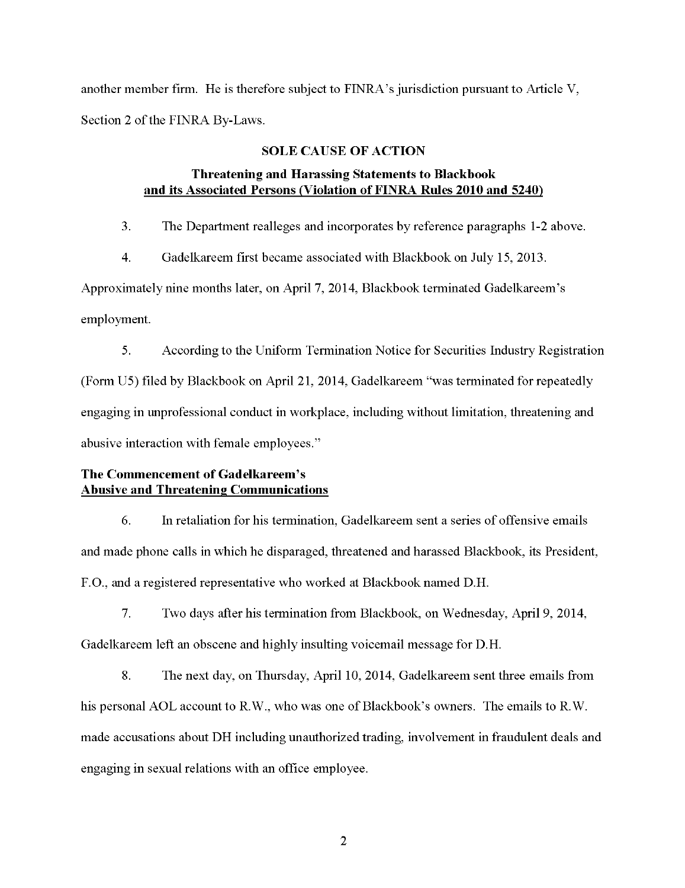another member firm. He is therefore subject to FINRA's jurisdiction pursuant to Article V, Section 2 of the FINRA By-Laws.

## SOLE CAUSE OF ACTION

### Threatening and Harassing Statements to Blackbook and its Associated Persons (Violation of FINRA Rules 2010 and 5240)

3. The Department realleges and incorporates by reference paragraphs 1-2 above.

4. Gadelkareem first became associated with Blackbook on July 15, 2013. Approximately nine months later, on April 7, 2014, Blackbook terminated Gadelkareem's employment.

5. According to the Uniform Termination Notice for Securities Industry Registration (Form U5) filed by Blackbook on April 21, 2014, Gadelkareem "was terminated for repeatedly engaging in unprofessional conduct in workplace, including without limitation, threatening and abusive interaction with female employees."

**The Commencement of Gadelkareem's Abusive and Threatening Communications**

6. In retaliation for his termination, Gadelkareem sent a series of offensive emails and made phone calls in which he disparaged, threatened and harassed Blackbook, its President, F.O., and a registered representative who worked at Blackbook named D.H.

7. Two days after his termination from Blackbook, on Wednesday, April 9, 2014, Gadelkareem left an obscene and highly insulting voicemail message for D.H.

8. The next day, on Thursday, April 10, 2014, Gadelkareem sent three emails from his personal AOL account to R.W., who was one of Blackbook's owners. The emails to R.W. made accusations about DH including unauthorized trading, involvement in fraudulent deals and engaging in sexual relations with an office employee.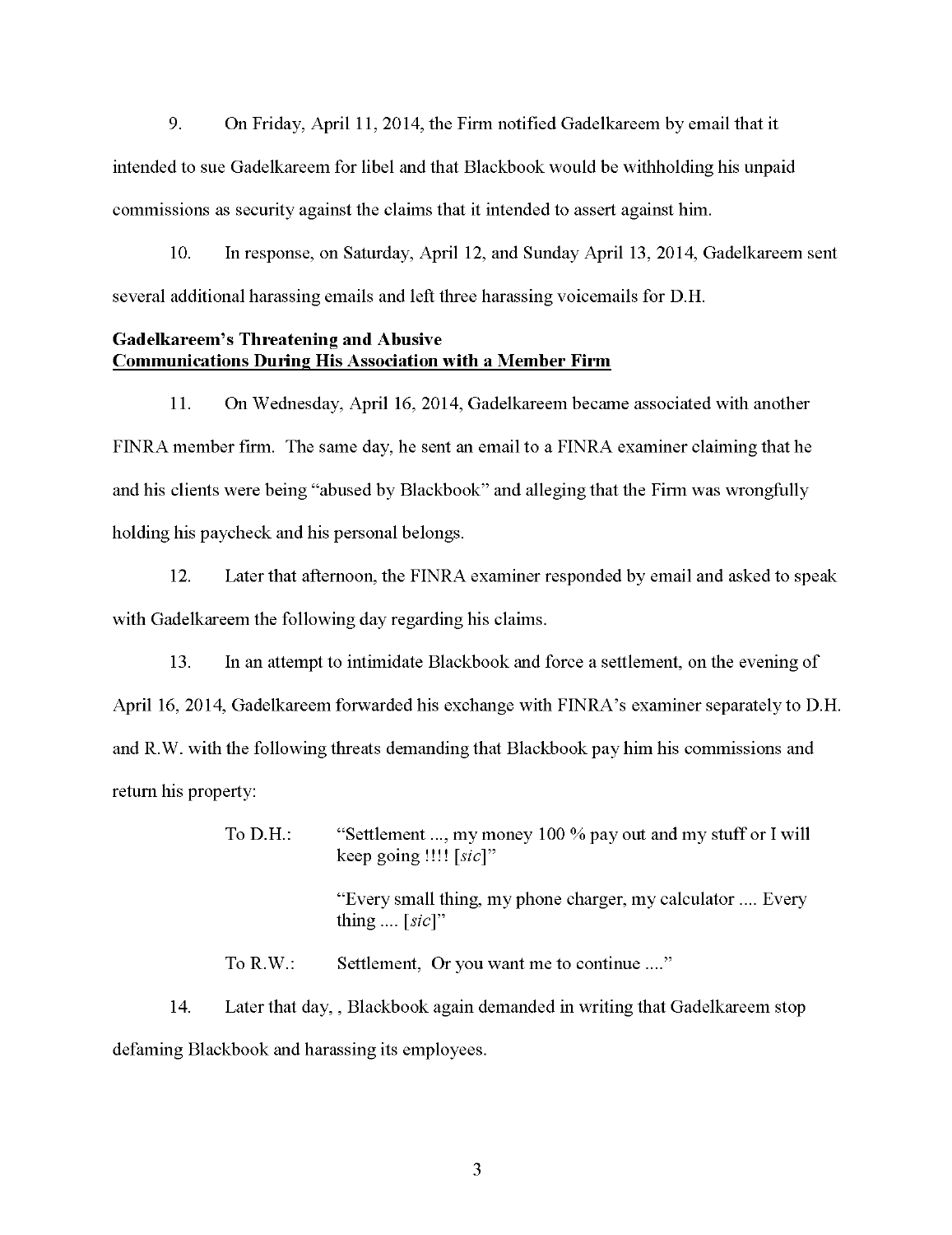9. On Friday, April 11, 2014, the Firm notified Gadelkareem by email that it intended to sue Gadelkareem for libel and that Blackbook would be withholding his unpaid commissions as security against the claims that it intended to assert against him.

10. In response, on Saturday, April 12, and Sunday April 13, 2014, Gadelkareem sent several additional harassing emails and left three harassing voicemails for D.H.

**Gadelkareem's Threatening and Abusive**
**<u>Communications During His Association with a Member Firm</u>**

11. On Wednesday, April 16, 2014, Gadelkareem became associated with another FINRA member firm. The same day, he sent an email to a FINRA examiner claiming that he and his clients were being "abused by Blackbook" and alleging that the Firm was wrongfully holding his paycheck and his personal belongs.

12. Later that afternoon, the FINRA examiner responded by email and asked to speak with Gadelkareem the following day regarding his claims.

13. In an attempt to intimidate Blackbook and force a settlement, on the evening of April 16, 2014, Gadelkareem forwarded his exchange with FINRA's examiner separately to D.H. and R.W. with the following threats demanding that Blackbook pay him his commissions and return his property:

> To D.H.: "Settlement ..., my money 100 % pay out and my stuff or I will keep going !!!! [*sic*]"
>
> "Every small thing, my phone charger, my calculator .... Every thing .... [*sic*]"
>
> To R.W.: Settlement, Or you want me to continue ...."

14. Later that day, , Blackbook again demanded in writing that Gadelkareem stop defaming Blackbook and harassing its employees.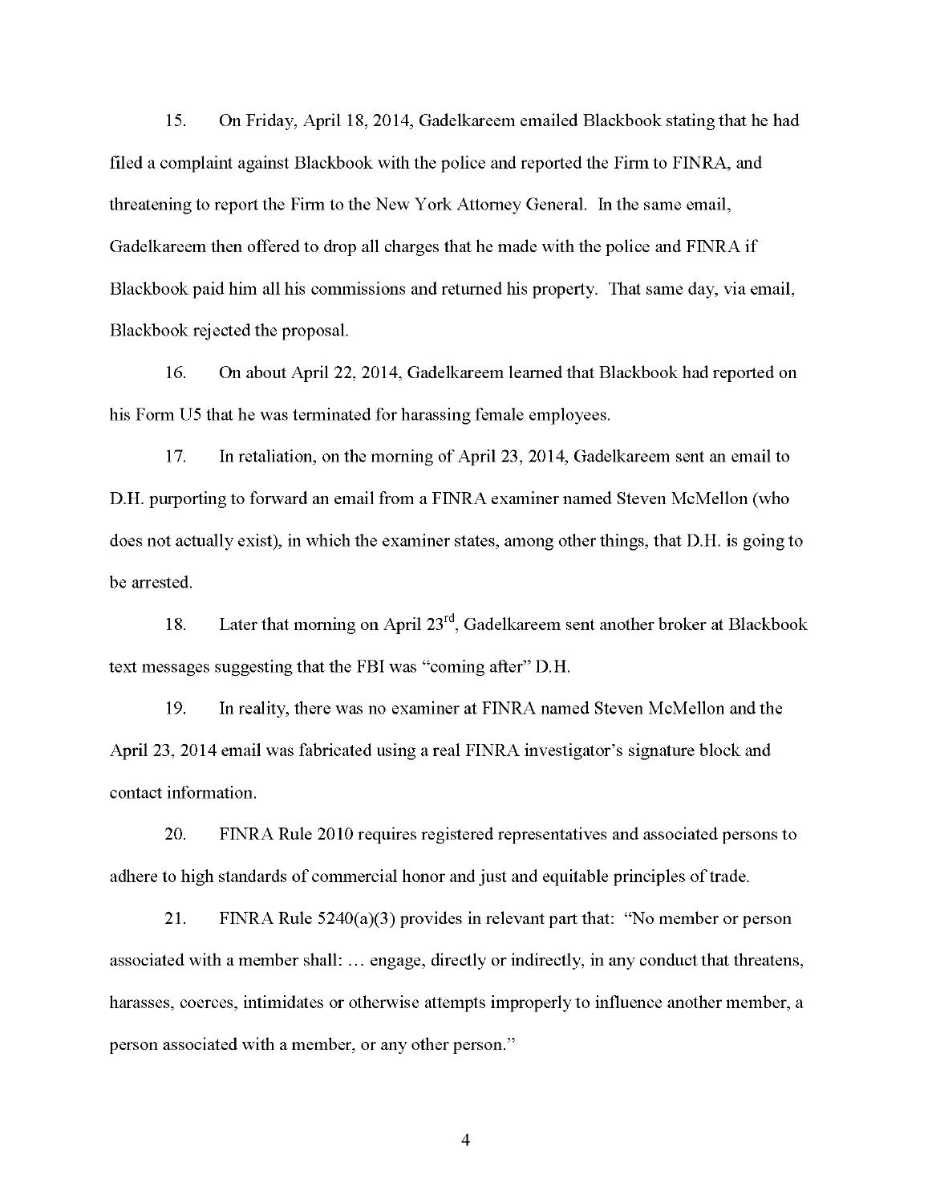15. On Friday, April 18, 2014, Gadelkareem emailed Blackbook stating that he had filed a complaint against Blackbook with the police and reported the Firm to FINRA, and threatening to report the Firm to the New York Attorney General. In the same email, Gadelkareem then offered to drop all charges that he made with the police and FINRA if Blackbook paid him all his commissions and returned his property. That same day, via email, Blackbook rejected the proposal.

16. On about April 22, 2014, Gadelkareem learned that Blackbook had reported on his Form U5 that he was terminated for harassing female employees.

17. In retaliation, on the morning of April 23, 2014, Gadelkareem sent an email to D.H. purporting to forward an email from a FINRA examiner named Steven McMellon (who does not actually exist), in which the examiner states, among other things, that D.H. is going to be arrested.

18. Later that morning on April 23rd, Gadelkareem sent another broker at Blackbook text messages suggesting that the FBI was "coming after" D.H.

19. In reality, there was no examiner at FINRA named Steven McMellon and the April 23, 2014 email was fabricated using a real FINRA investigator's signature block and contact information.

20. FINRA Rule 2010 requires registered representatives and associated persons to adhere to high standards of commercial honor and just and equitable principles of trade.

21. FINRA Rule 5240(a)(3) provides in relevant part that: "No member or person associated with a member shall: … engage, directly or indirectly, in any conduct that threatens, harasses, coerces, intimidates or otherwise attempts improperly to influence another member, a person associated with a member, or any other person."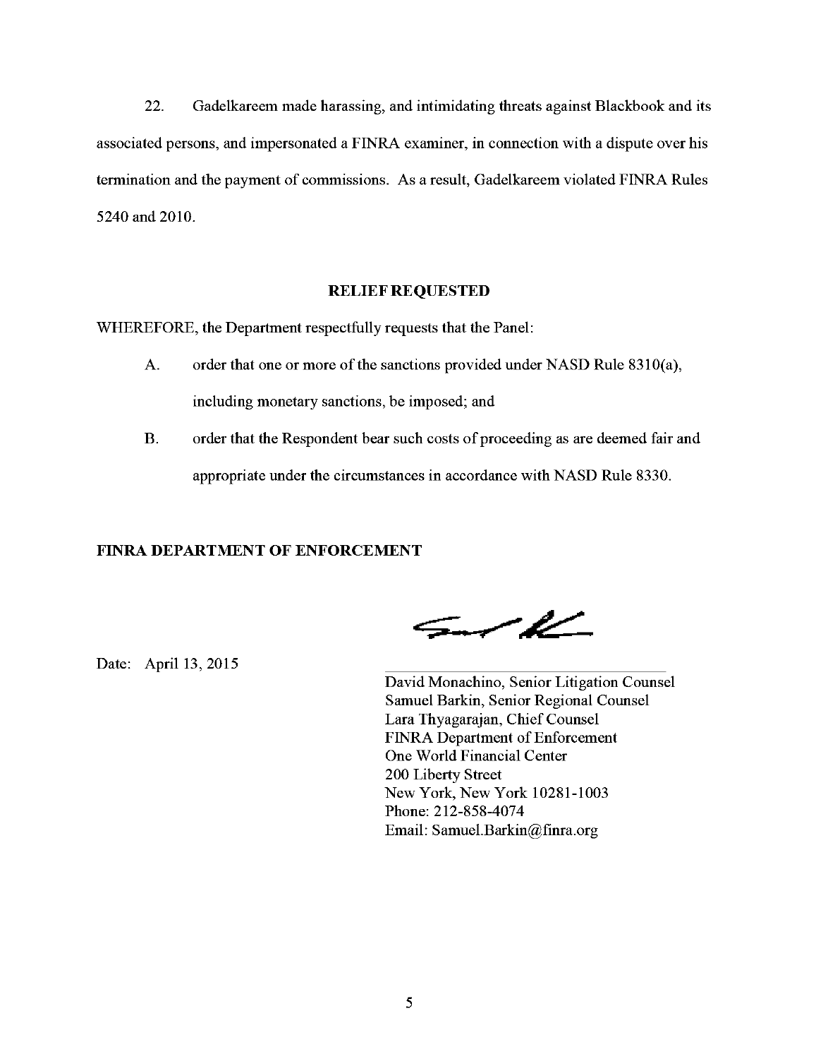22. Gadelkareem made harassing, and intimidating threats against Blackbook and its associated persons, and impersonated a FINRA examiner, in connection with a dispute over his termination and the payment of commissions. As a result, Gadelkareem violated FINRA Rules 5240 and 2010.

## RELIEF REQUESTED

WHEREFORE, the Department respectfully requests that the Panel:

A. order that one or more of the sanctions provided under NASD Rule 8310(a), including monetary sanctions, be imposed; and

B. order that the Respondent bear such costs of proceeding as are deemed fair and appropriate under the circumstances in accordance with NASD Rule 8330.

**FINRA DEPARTMENT OF ENFORCEMENT**

Date: April 13, 2015

David Monachino, Senior Litigation Counsel
Samuel Barkin, Senior Regional Counsel
Lara Thyagarajan, Chief Counsel
FINRA Department of Enforcement
One World Financial Center
200 Liberty Street
New York, New York 10281-1003
Phone: 212-858-4074
Email: Samuel.Barkin@finra.org